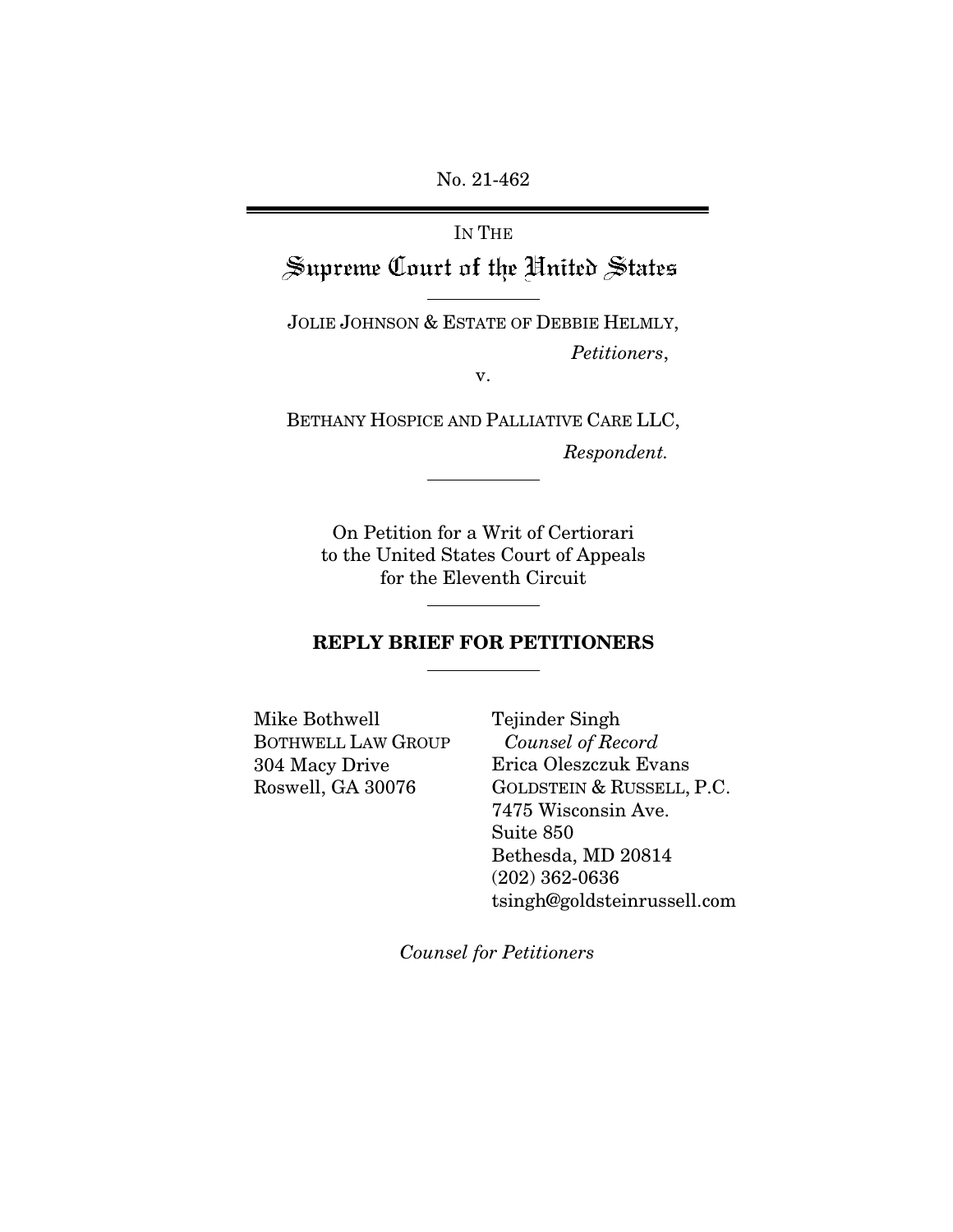No. 21-462

IN THE

# Supreme Court of the United States

JOLIE JOHNSON & ESTATE OF DEBBIE HELMLY,

*Petitioners*,

v.

BETHANY HOSPICE AND PALLIATIVE CARE LLC,

*Respondent.*

On Petition for a Writ of Certiorari
to the United States Court of Appeals
for the Eleventh Circuit

## REPLY BRIEF FOR PETITIONERS

Mike Bothwell
BOTHWELL LAW GROUP
304 Macy Drive
Roswell, GA 30076

Tejinder Singh
*Counsel of Record*
Erica Oleszczuk Evans
GOLDSTEIN & RUSSELL, P.C.
7475 Wisconsin Ave.
Suite 850
Bethesda, MD 20814
(202) 362-0636
tsingh@goldsteinrussell.com

*Counsel for Petitioners*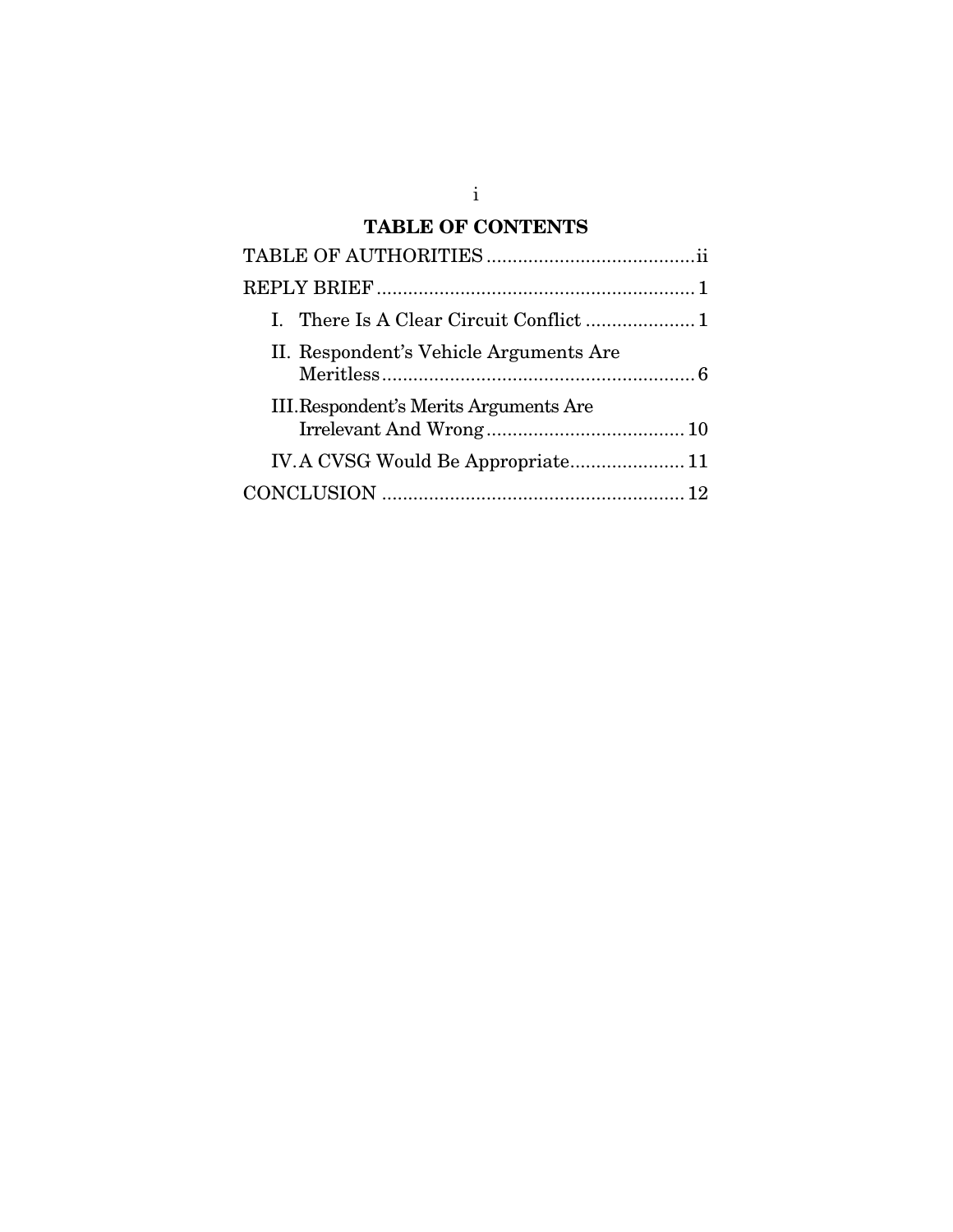## TABLE OF CONTENTS

TABLE OF AUTHORITIES ........................................ii

REPLY BRIEF ............................................................ 1

- I. There Is A Clear Circuit Conflict ..................... 1
- II. Respondent's Vehicle Arguments Are Meritless............................................................ 6
- III. Respondent's Merits Arguments Are Irrelevant And Wrong...................................... 10
- IV. A CVSG Would Be Appropriate...................... 11

CONCLUSION .......................................................... 12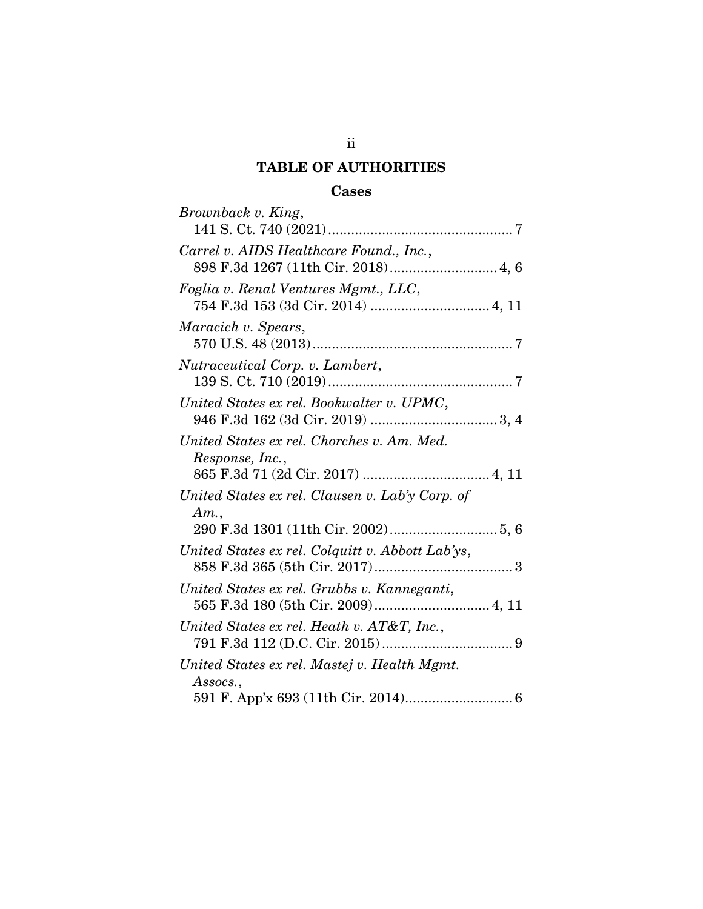# TABLE OF AUTHORITIES

## Cases

*Brownback v. King*,
141 S. Ct. 740 (2021)................................................ 7

*Carrel v. AIDS Healthcare Found., Inc.*,
898 F.3d 1267 (11th Cir. 2018)............................ 4, 6

*Foglia v. Renal Ventures Mgmt., LLC*,
754 F.3d 153 (3d Cir. 2014) ............................... 4, 11

*Maracich v. Spears*,
570 U.S. 48 (2013).................................................... 7

*Nutraceutical Corp. v. Lambert*,
139 S. Ct. 710 (2019)................................................ 7

*United States ex rel. Bookwalter v. UPMC*,
946 F.3d 162 (3d Cir. 2019) ................................. 3, 4

*United States ex rel. Chorches v. Am. Med. Response, Inc.*,
865 F.3d 71 (2d Cir. 2017) ................................. 4, 11

*United States ex rel. Clausen v. Lab'y Corp. of Am.*,
290 F.3d 1301 (11th Cir. 2002)............................ 5, 6

*United States ex rel. Colquitt v. Abbott Lab'ys*,
858 F.3d 365 (5th Cir. 2017).................................... 3

*United States ex rel. Grubbs v. Kanneganti*,
565 F.3d 180 (5th Cir. 2009).............................. 4, 11

*United States ex rel. Heath v. AT&T, Inc.*,
791 F.3d 112 (D.C. Cir. 2015).................................. 9

*United States ex rel. Mastej v. Health Mgmt. Assocs.*,
591 F. App'x 693 (11th Cir. 2014)............................ 6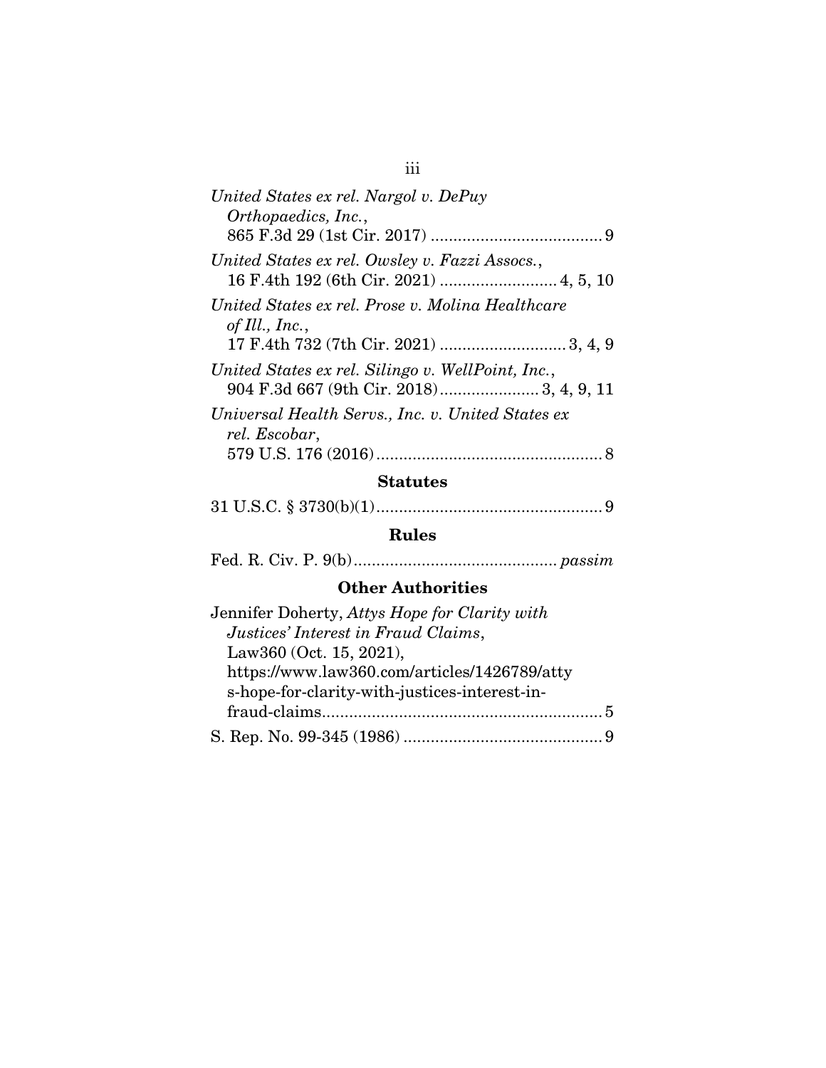*United States ex rel. Nargol v. DePuy Orthopaedics, Inc.*,
865 F.3d 29 (1st Cir. 2017) ...................................... 9

*United States ex rel. Owsley v. Fazzi Assocs.*,
16 F.4th 192 (6th Cir. 2021) .......................... 4, 5, 10

*United States ex rel. Prose v. Molina Healthcare of Ill., Inc.*,
17 F.4th 732 (7th Cir. 2021) ............................ 3, 4, 9

*United States ex rel. Silingo v. WellPoint, Inc.*,
904 F.3d 667 (9th Cir. 2018)...................... 3, 4, 9, 11

*Universal Health Servs., Inc. v. United States ex rel. Escobar*,
579 U.S. 176 (2016).................................................. 8

## Statutes

31 U.S.C. § 3730(b)(1).................................................. 9

## Rules

Fed. R. Civ. P. 9(b)............................................ *passim*

## Other Authorities

Jennifer Doherty, *Attys Hope for Clarity with Justices' Interest in Fraud Claims*, Law360 (Oct. 15, 2021), https://www.law360.com/articles/1426789/attys-hope-for-clarity-with-justices-interest-in-fraud-claims.............................................................. 5

S. Rep. No. 99-345 (1986) ............................................ 9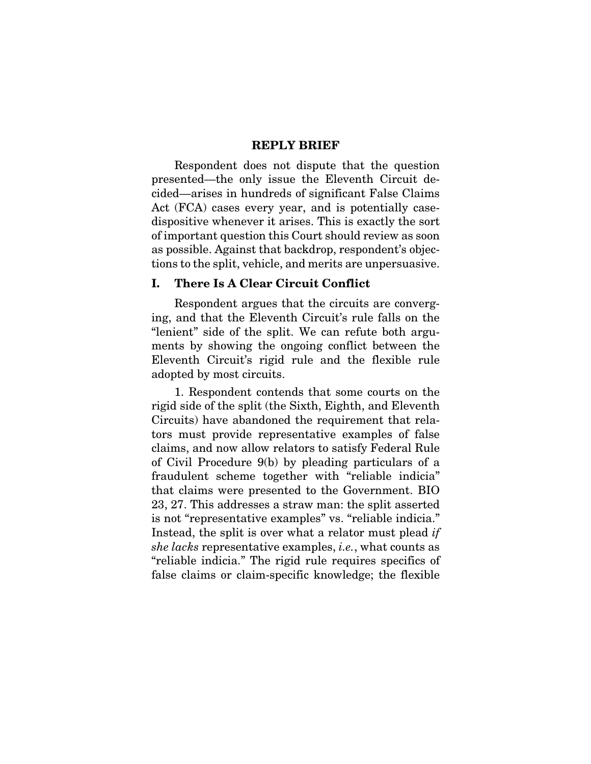# REPLY BRIEF

Respondent does not dispute that the question presented—the only issue the Eleventh Circuit decided—arises in hundreds of significant False Claims Act (FCA) cases every year, and is potentially case-dispositive whenever it arises. This is exactly the sort of important question this Court should review as soon as possible. Against that backdrop, respondent's objections to the split, vehicle, and merits are unpersuasive.

## I. There Is A Clear Circuit Conflict

Respondent argues that the circuits are converging, and that the Eleventh Circuit's rule falls on the "lenient" side of the split. We can refute both arguments by showing the ongoing conflict between the Eleventh Circuit's rigid rule and the flexible rule adopted by most circuits.

1. Respondent contends that some courts on the rigid side of the split (the Sixth, Eighth, and Eleventh Circuits) have abandoned the requirement that relators must provide representative examples of false claims, and now allow relators to satisfy Federal Rule of Civil Procedure 9(b) by pleading particulars of a fraudulent scheme together with "reliable indicia" that claims were presented to the Government. BIO 23, 27. This addresses a straw man: the split asserted is not "representative examples" vs. "reliable indicia." Instead, the split is over what a relator must plead *if she lacks* representative examples, *i.e.*, what counts as "reliable indicia." The rigid rule requires specifics of false claims or claim-specific knowledge; the flexible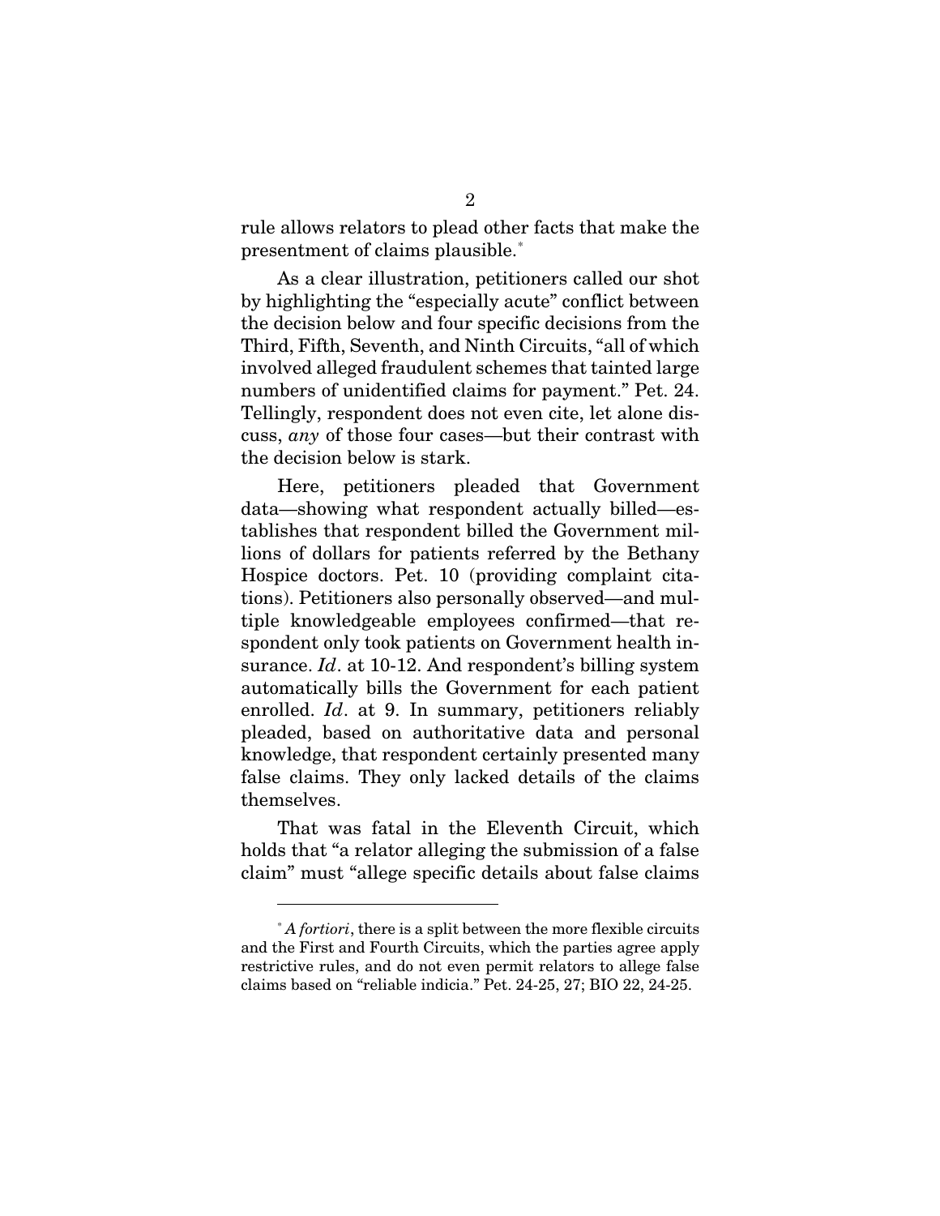rule allows relators to plead other facts that make the presentment of claims plausible.[*]

As a clear illustration, petitioners called our shot by highlighting the "especially acute" conflict between the decision below and four specific decisions from the Third, Fifth, Seventh, and Ninth Circuits, "all of which involved alleged fraudulent schemes that tainted large numbers of unidentified claims for payment." Pet. 24. Tellingly, respondent does not even cite, let alone discuss, *any* of those four cases—but their contrast with the decision below is stark.

Here, petitioners pleaded that Government data—showing what respondent actually billed—establishes that respondent billed the Government millions of dollars for patients referred by the Bethany Hospice doctors. Pet. 10 (providing complaint citations). Petitioners also personally observed—and multiple knowledgeable employees confirmed—that respondent only took patients on Government health insurance. *Id*. at 10-12. And respondent's billing system automatically bills the Government for each patient enrolled. *Id*. at 9. In summary, petitioners reliably pleaded, based on authoritative data and personal knowledge, that respondent certainly presented many false claims. They only lacked details of the claims themselves.

That was fatal in the Eleventh Circuit, which holds that "a relator alleging the submission of a false claim" must "allege specific details about false claims

[*] *A fortiori*, there is a split between the more flexible circuits and the First and Fourth Circuits, which the parties agree apply restrictive rules, and do not even permit relators to allege false claims based on "reliable indicia." Pet. 24-25, 27; BIO 22, 24-25.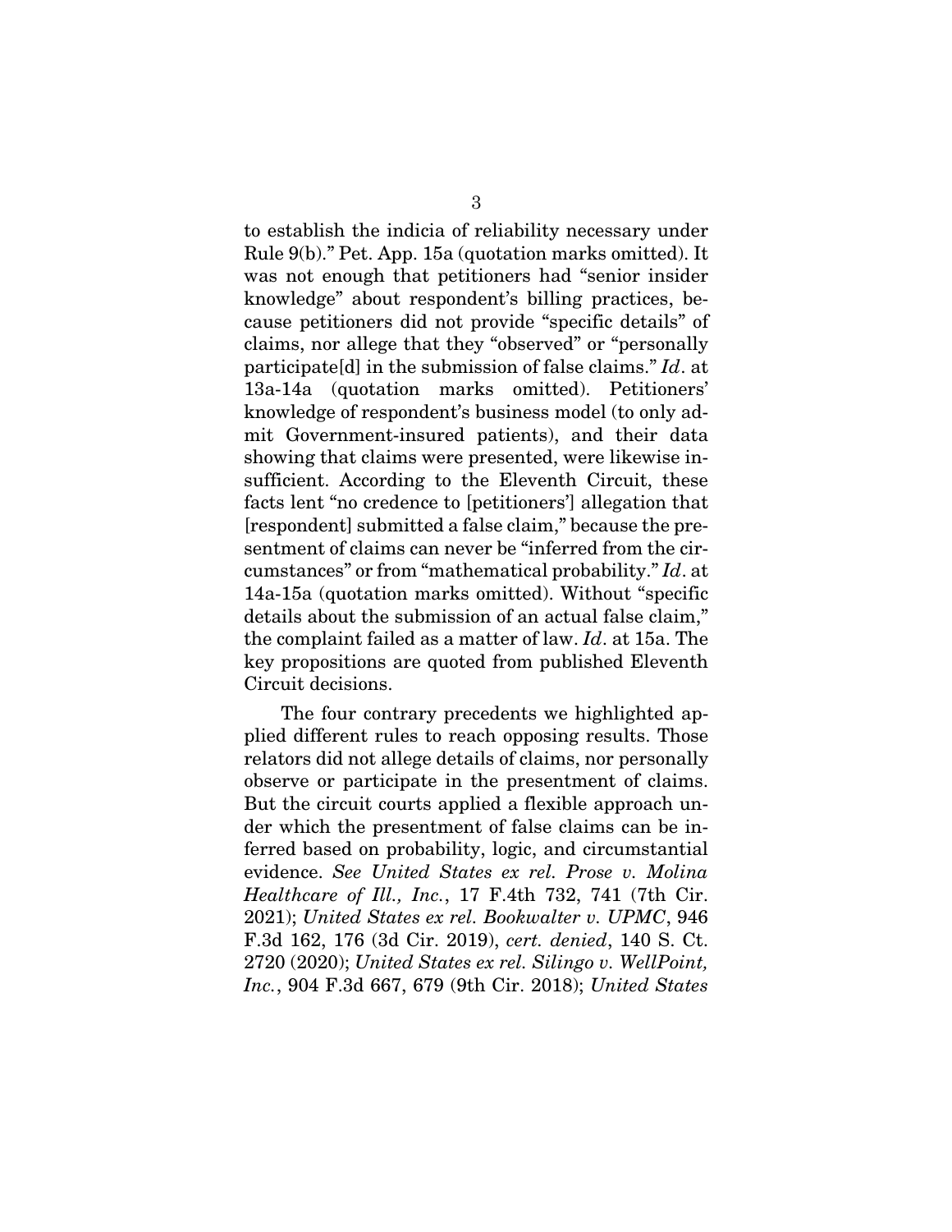to establish the indicia of reliability necessary under Rule 9(b)." Pet. App. 15a (quotation marks omitted). It was not enough that petitioners had "senior insider knowledge" about respondent's billing practices, because petitioners did not provide "specific details" of claims, nor allege that they "observed" or "personally participate[d] in the submission of false claims." *Id*. at 13a-14a (quotation marks omitted). Petitioners' knowledge of respondent's business model (to only admit Government-insured patients), and their data showing that claims were presented, were likewise insufficient. According to the Eleventh Circuit, these facts lent "no credence to [petitioners'] allegation that [respondent] submitted a false claim," because the presentment of claims can never be "inferred from the circumstances" or from "mathematical probability." *Id*. at 14a-15a (quotation marks omitted). Without "specific details about the submission of an actual false claim," the complaint failed as a matter of law. *Id*. at 15a. The key propositions are quoted from published Eleventh Circuit decisions.

The four contrary precedents we highlighted applied different rules to reach opposing results. Those relators did not allege details of claims, nor personally observe or participate in the presentment of claims. But the circuit courts applied a flexible approach under which the presentment of false claims can be inferred based on probability, logic, and circumstantial evidence. *See United States ex rel. Prose v. Molina Healthcare of Ill., Inc.*, 17 F.4th 732, 741 (7th Cir. 2021); *United States ex rel. Bookwalter v. UPMC*, 946 F.3d 162, 176 (3d Cir. 2019), *cert. denied*, 140 S. Ct. 2720 (2020); *United States ex rel. Silingo v. WellPoint, Inc.*, 904 F.3d 667, 679 (9th Cir. 2018); *United States*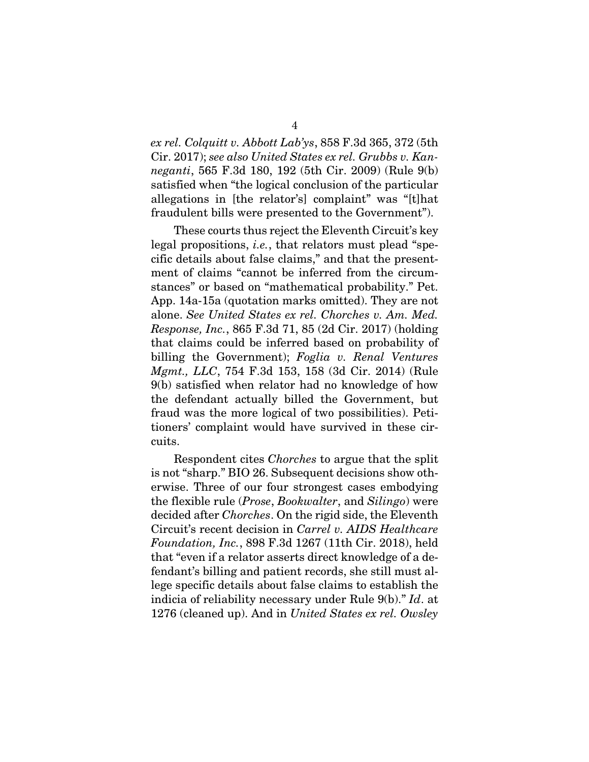*ex rel. Colquitt v. Abbott Lab'ys*, 858 F.3d 365, 372 (5th Cir. 2017); *see also United States ex rel. Grubbs v. Kanneganti*, 565 F.3d 180, 192 (5th Cir. 2009) (Rule 9(b) satisfied when "the logical conclusion of the particular allegations in [the relator's] complaint" was "[t]hat fraudulent bills were presented to the Government").

These courts thus reject the Eleventh Circuit's key legal propositions, *i.e.*, that relators must plead "specific details about false claims," and that the presentment of claims "cannot be inferred from the circumstances" or based on "mathematical probability." Pet. App. 14a-15a (quotation marks omitted). They are not alone. *See United States ex rel. Chorches v. Am. Med. Response, Inc.*, 865 F.3d 71, 85 (2d Cir. 2017) (holding that claims could be inferred based on probability of billing the Government); *Foglia v. Renal Ventures Mgmt., LLC*, 754 F.3d 153, 158 (3d Cir. 2014) (Rule 9(b) satisfied when relator had no knowledge of how the defendant actually billed the Government, but fraud was the more logical of two possibilities). Petitioners' complaint would have survived in these circuits.

Respondent cites *Chorches* to argue that the split is not "sharp." BIO 26. Subsequent decisions show otherwise. Three of our four strongest cases embodying the flexible rule (*Prose*, *Bookwalter*, and *Silingo*) were decided after *Chorches*. On the rigid side, the Eleventh Circuit's recent decision in *Carrel v. AIDS Healthcare Foundation, Inc.*, 898 F.3d 1267 (11th Cir. 2018), held that "even if a relator asserts direct knowledge of a defendant's billing and patient records, she still must allege specific details about false claims to establish the indicia of reliability necessary under Rule 9(b)." *Id*. at 1276 (cleaned up). And in *United States ex rel. Owsley*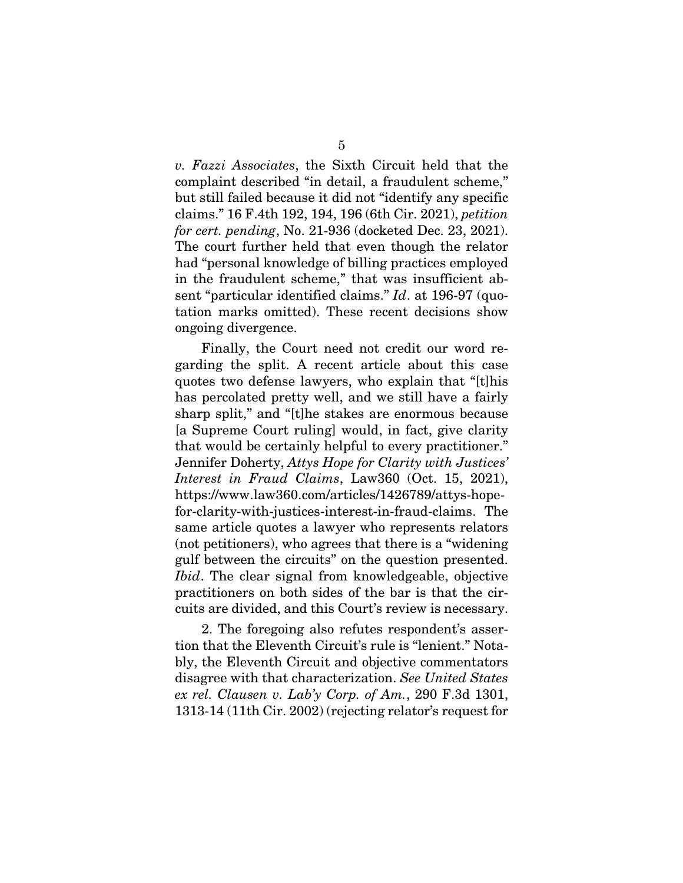*v. Fazzi Associates*, the Sixth Circuit held that the complaint described "in detail, a fraudulent scheme," but still failed because it did not "identify any specific claims." 16 F.4th 192, 194, 196 (6th Cir. 2021), *petition for cert. pending*, No. 21-936 (docketed Dec. 23, 2021). The court further held that even though the relator had "personal knowledge of billing practices employed in the fraudulent scheme," that was insufficient absent "particular identified claims." *Id*. at 196-97 (quotation marks omitted). These recent decisions show ongoing divergence.

Finally, the Court need not credit our word regarding the split. A recent article about this case quotes two defense lawyers, who explain that "[t]his has percolated pretty well, and we still have a fairly sharp split," and "[t]he stakes are enormous because [a Supreme Court ruling] would, in fact, give clarity that would be certainly helpful to every practitioner." Jennifer Doherty, *Attys Hope for Clarity with Justices' Interest in Fraud Claims*, Law360 (Oct. 15, 2021), https://www.law360.com/articles/1426789/attys-hope-for-clarity-with-justices-interest-in-fraud-claims. The same article quotes a lawyer who represents relators (not petitioners), who agrees that there is a "widening gulf between the circuits" on the question presented. *Ibid*. The clear signal from knowledgeable, objective practitioners on both sides of the bar is that the circuits are divided, and this Court's review is necessary.

2. The foregoing also refutes respondent's assertion that the Eleventh Circuit's rule is "lenient." Notably, the Eleventh Circuit and objective commentators disagree with that characterization. *See United States ex rel. Clausen v. Lab'y Corp. of Am.*, 290 F.3d 1301, 1313-14 (11th Cir. 2002) (rejecting relator's request for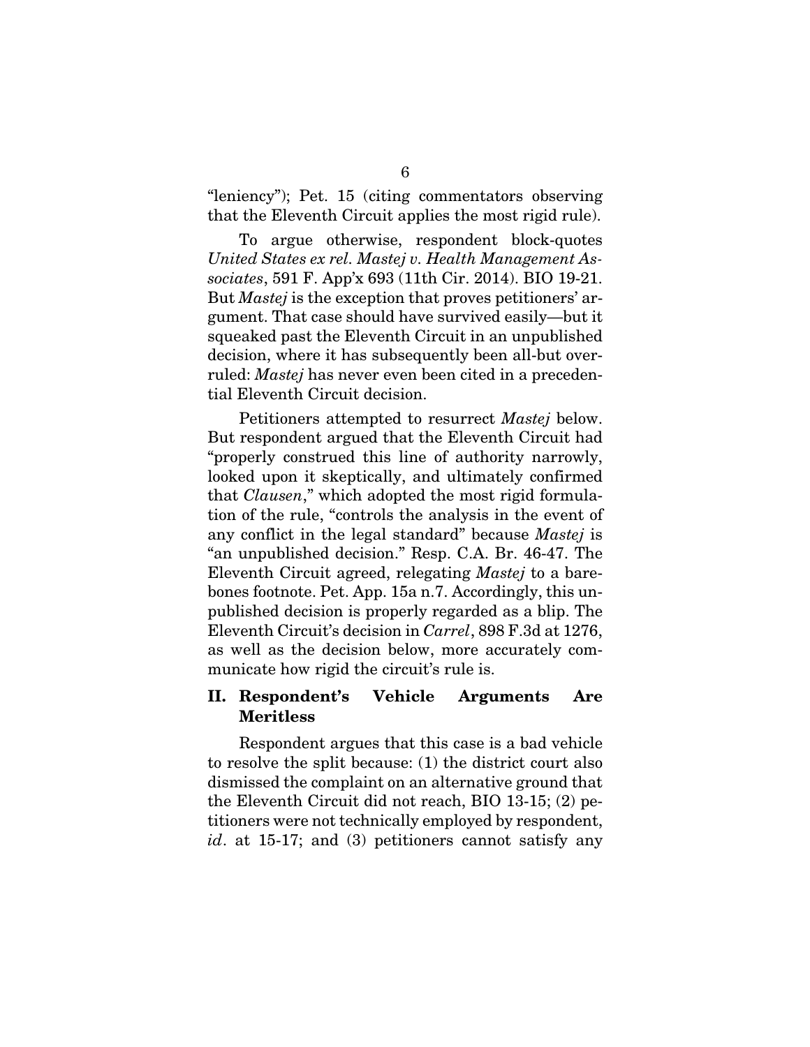"leniency"); Pet. 15 (citing commentators observing that the Eleventh Circuit applies the most rigid rule).

To argue otherwise, respondent block-quotes *United States ex rel. Mastej v. Health Management Associates*, 591 F. App'x 693 (11th Cir. 2014). BIO 19-21. But *Mastej* is the exception that proves petitioners' argument. That case should have survived easily—but it squeaked past the Eleventh Circuit in an unpublished decision, where it has subsequently been all-but overruled: *Mastej* has never even been cited in a precedential Eleventh Circuit decision.

Petitioners attempted to resurrect *Mastej* below. But respondent argued that the Eleventh Circuit had "properly construed this line of authority narrowly, looked upon it skeptically, and ultimately confirmed that *Clausen*," which adopted the most rigid formulation of the rule, "controls the analysis in the event of any conflict in the legal standard" because *Mastej* is "an unpublished decision." Resp. C.A. Br. 46-47. The Eleventh Circuit agreed, relegating *Mastej* to a barebones footnote. Pet. App. 15a n.7. Accordingly, this unpublished decision is properly regarded as a blip. The Eleventh Circuit's decision in *Carrel*, 898 F.3d at 1276, as well as the decision below, more accurately communicate how rigid the circuit's rule is.

## II. Respondent's Vehicle Arguments Are Meritless

Respondent argues that this case is a bad vehicle to resolve the split because: (1) the district court also dismissed the complaint on an alternative ground that the Eleventh Circuit did not reach, BIO 13-15; (2) petitioners were not technically employed by respondent, *id*. at 15-17; and (3) petitioners cannot satisfy any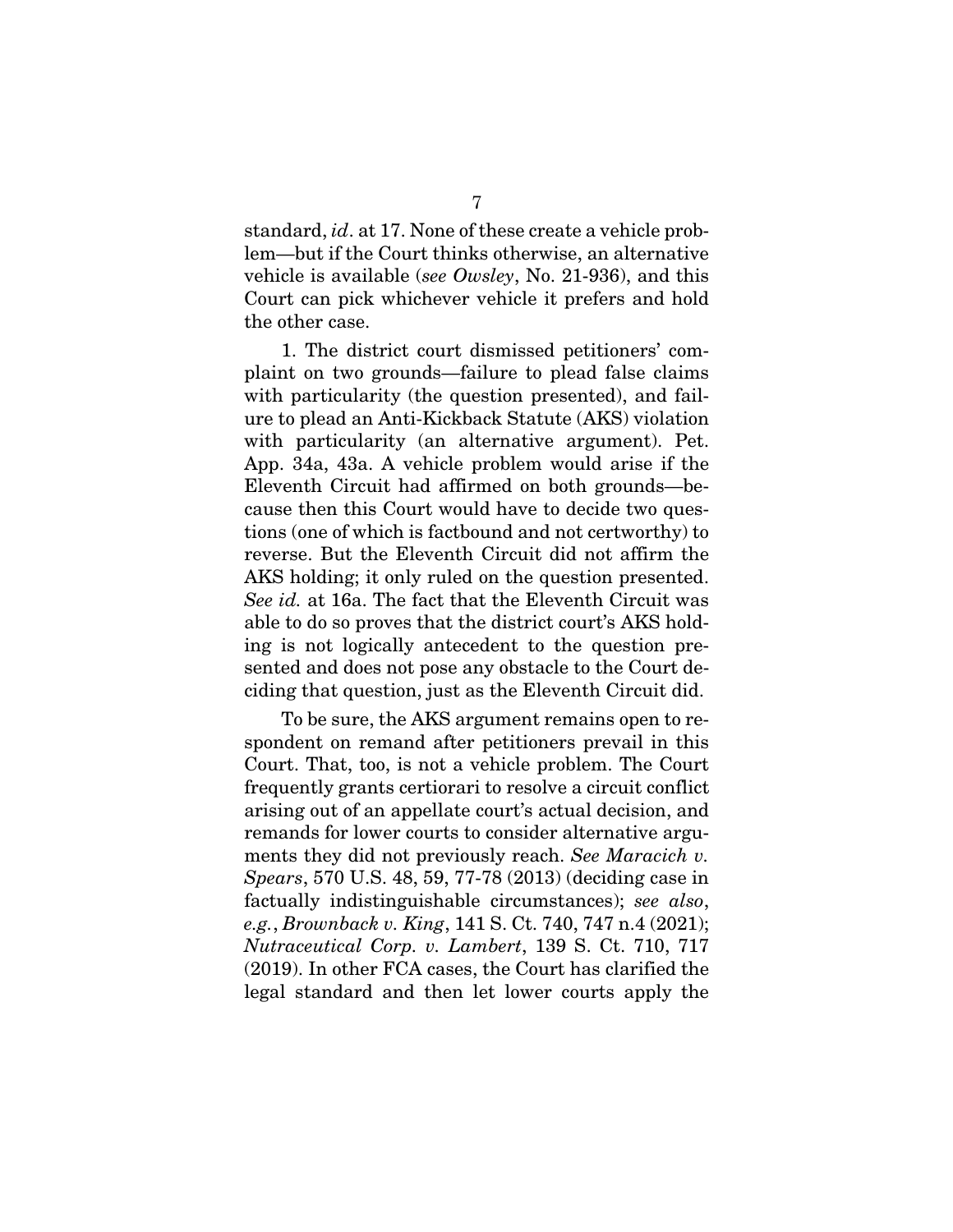standard, *id*. at 17. None of these create a vehicle problem—but if the Court thinks otherwise, an alternative vehicle is available (*see Owsley*, No. 21-936), and this Court can pick whichever vehicle it prefers and hold the other case.

1. The district court dismissed petitioners' complaint on two grounds—failure to plead false claims with particularity (the question presented), and failure to plead an Anti-Kickback Statute (AKS) violation with particularity (an alternative argument). Pet. App. 34a, 43a. A vehicle problem would arise if the Eleventh Circuit had affirmed on both grounds—because then this Court would have to decide two questions (one of which is factbound and not certworthy) to reverse. But the Eleventh Circuit did not affirm the AKS holding; it only ruled on the question presented. *See id.* at 16a. The fact that the Eleventh Circuit was able to do so proves that the district court's AKS holding is not logically antecedent to the question presented and does not pose any obstacle to the Court deciding that question, just as the Eleventh Circuit did.

To be sure, the AKS argument remains open to respondent on remand after petitioners prevail in this Court. That, too, is not a vehicle problem. The Court frequently grants certiorari to resolve a circuit conflict arising out of an appellate court's actual decision, and remands for lower courts to consider alternative arguments they did not previously reach. *See Maracich v. Spears*, 570 U.S. 48, 59, 77-78 (2013) (deciding case in factually indistinguishable circumstances); *see also*, *e.g.*, *Brownback v. King*, 141 S. Ct. 740, 747 n.4 (2021); *Nutraceutical Corp. v. Lambert*, 139 S. Ct. 710, 717 (2019). In other FCA cases, the Court has clarified the legal standard and then let lower courts apply the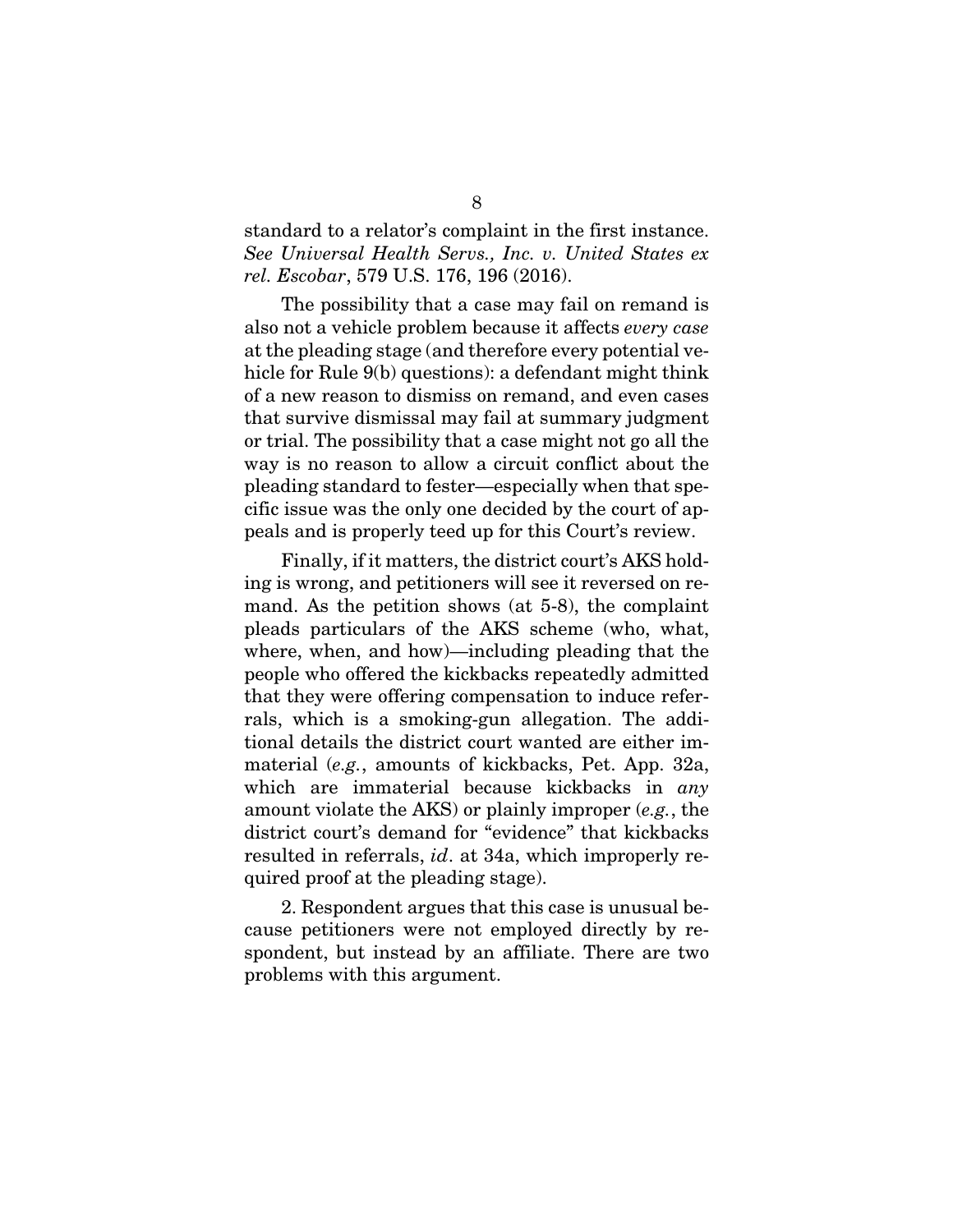standard to a relator's complaint in the first instance. *See Universal Health Servs., Inc. v. United States ex rel. Escobar*, 579 U.S. 176, 196 (2016).

The possibility that a case may fail on remand is also not a vehicle problem because it affects *every case* at the pleading stage (and therefore every potential vehicle for Rule 9(b) questions): a defendant might think of a new reason to dismiss on remand, and even cases that survive dismissal may fail at summary judgment or trial. The possibility that a case might not go all the way is no reason to allow a circuit conflict about the pleading standard to fester—especially when that specific issue was the only one decided by the court of appeals and is properly teed up for this Court's review.

Finally, if it matters, the district court's AKS holding is wrong, and petitioners will see it reversed on remand. As the petition shows (at 5-8), the complaint pleads particulars of the AKS scheme (who, what, where, when, and how)—including pleading that the people who offered the kickbacks repeatedly admitted that they were offering compensation to induce referrals, which is a smoking-gun allegation. The additional details the district court wanted are either immaterial (*e.g.*, amounts of kickbacks, Pet. App. 32a, which are immaterial because kickbacks in *any* amount violate the AKS) or plainly improper (*e.g.*, the district court's demand for "evidence" that kickbacks resulted in referrals, *id*. at 34a, which improperly required proof at the pleading stage).

2. Respondent argues that this case is unusual because petitioners were not employed directly by respondent, but instead by an affiliate. There are two problems with this argument.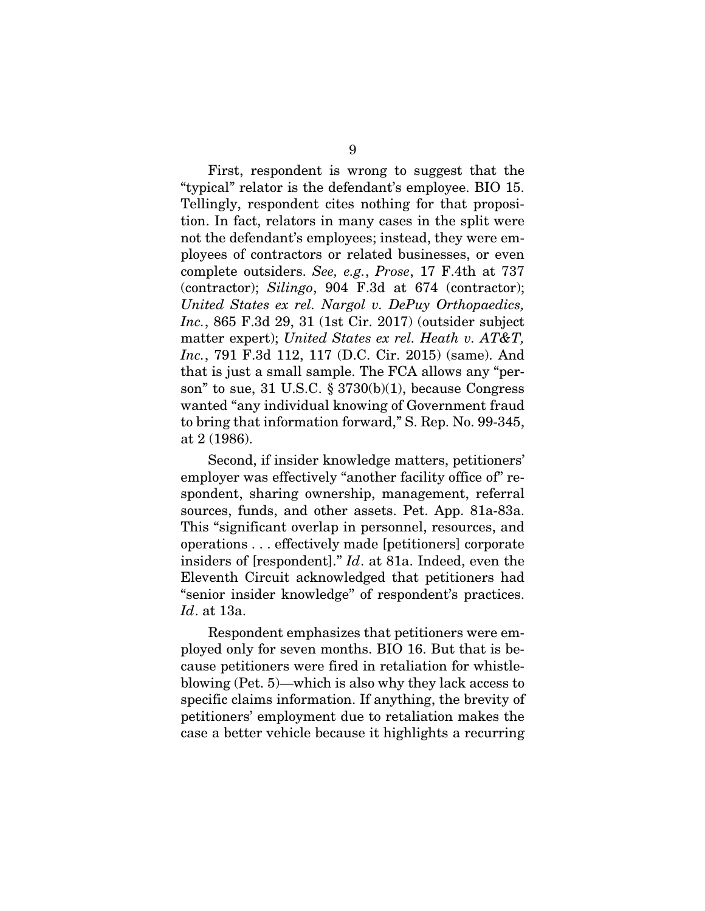First, respondent is wrong to suggest that the "typical" relator is the defendant's employee. BIO 15. Tellingly, respondent cites nothing for that proposition. In fact, relators in many cases in the split were not the defendant's employees; instead, they were employees of contractors or related businesses, or even complete outsiders. *See, e.g.*, *Prose*, 17 F.4th at 737 (contractor); *Silingo*, 904 F.3d at 674 (contractor); *United States ex rel. Nargol v. DePuy Orthopaedics, Inc.*, 865 F.3d 29, 31 (1st Cir. 2017) (outsider subject matter expert); *United States ex rel. Heath v. AT&T, Inc.*, 791 F.3d 112, 117 (D.C. Cir. 2015) (same). And that is just a small sample. The FCA allows any "person" to sue, 31 U.S.C. § 3730(b)(1), because Congress wanted "any individual knowing of Government fraud to bring that information forward," S. Rep. No. 99-345, at 2 (1986).

Second, if insider knowledge matters, petitioners' employer was effectively "another facility office of" respondent, sharing ownership, management, referral sources, funds, and other assets. Pet. App. 81a-83a. This "significant overlap in personnel, resources, and operations . . . effectively made [petitioners] corporate insiders of [respondent]." *Id*. at 81a. Indeed, even the Eleventh Circuit acknowledged that petitioners had "senior insider knowledge" of respondent's practices. *Id*. at 13a.

Respondent emphasizes that petitioners were employed only for seven months. BIO 16. But that is because petitioners were fired in retaliation for whistleblowing (Pet. 5)—which is also why they lack access to specific claims information. If anything, the brevity of petitioners' employment due to retaliation makes the case a better vehicle because it highlights a recurring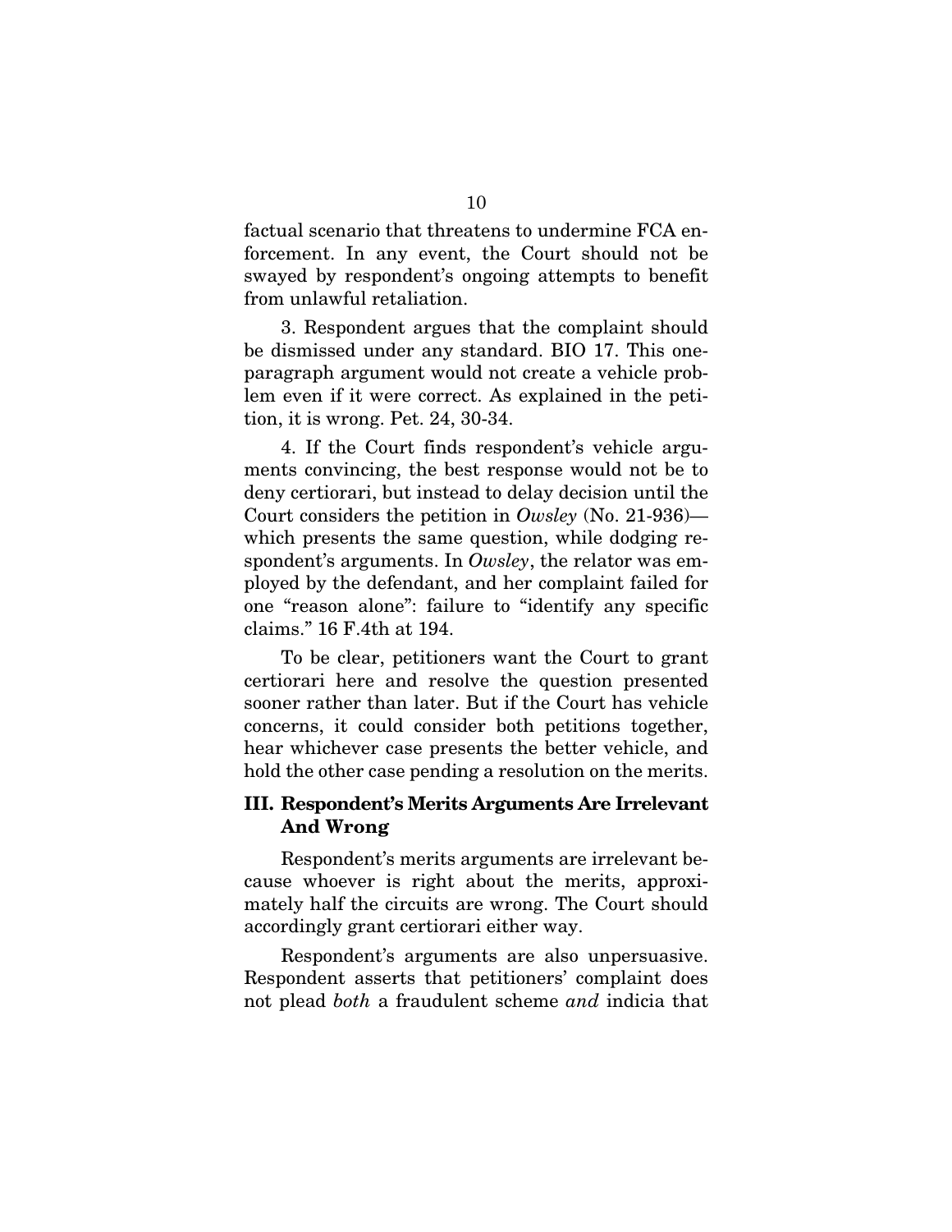factual scenario that threatens to undermine FCA enforcement. In any event, the Court should not be swayed by respondent's ongoing attempts to benefit from unlawful retaliation.

3. Respondent argues that the complaint should be dismissed under any standard. BIO 17. This one-paragraph argument would not create a vehicle problem even if it were correct. As explained in the petition, it is wrong. Pet. 24, 30-34.

4. If the Court finds respondent's vehicle arguments convincing, the best response would not be to deny certiorari, but instead to delay decision until the Court considers the petition in *Owsley* (No. 21-936)—which presents the same question, while dodging respondent's arguments. In *Owsley*, the relator was employed by the defendant, and her complaint failed for one "reason alone": failure to "identify any specific claims." 16 F.4th at 194.

To be clear, petitioners want the Court to grant certiorari here and resolve the question presented sooner rather than later. But if the Court has vehicle concerns, it could consider both petitions together, hear whichever case presents the better vehicle, and hold the other case pending a resolution on the merits.

## III. Respondent's Merits Arguments Are Irrelevant And Wrong

Respondent's merits arguments are irrelevant because whoever is right about the merits, approximately half the circuits are wrong. The Court should accordingly grant certiorari either way.

Respondent's arguments are also unpersuasive. Respondent asserts that petitioners' complaint does not plead *both* a fraudulent scheme *and* indicia that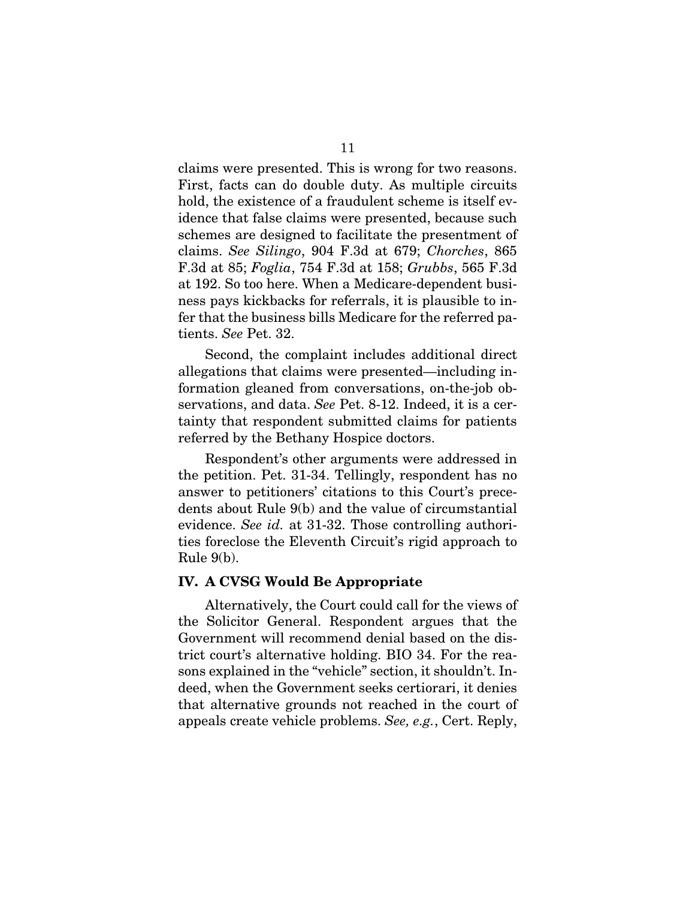claims were presented. This is wrong for two reasons. First, facts can do double duty. As multiple circuits hold, the existence of a fraudulent scheme is itself evidence that false claims were presented, because such schemes are designed to facilitate the presentment of claims. *See Silingo*, 904 F.3d at 679; *Chorches*, 865 F.3d at 85; *Foglia*, 754 F.3d at 158; *Grubbs*, 565 F.3d at 192. So too here. When a Medicare-dependent business pays kickbacks for referrals, it is plausible to infer that the business bills Medicare for the referred patients. *See* Pet. 32.

Second, the complaint includes additional direct allegations that claims were presented—including information gleaned from conversations, on-the-job observations, and data. *See* Pet. 8-12. Indeed, it is a certainty that respondent submitted claims for patients referred by the Bethany Hospice doctors.

Respondent's other arguments were addressed in the petition. Pet. 31-34. Tellingly, respondent has no answer to petitioners' citations to this Court's precedents about Rule 9(b) and the value of circumstantial evidence. *See id.* at 31-32. Those controlling authorities foreclose the Eleventh Circuit's rigid approach to Rule 9(b).

## IV. A CVSG Would Be Appropriate

Alternatively, the Court could call for the views of the Solicitor General. Respondent argues that the Government will recommend denial based on the district court's alternative holding. BIO 34. For the reasons explained in the "vehicle" section, it shouldn't. Indeed, when the Government seeks certiorari, it denies that alternative grounds not reached in the court of appeals create vehicle problems. *See, e.g.*, Cert. Reply,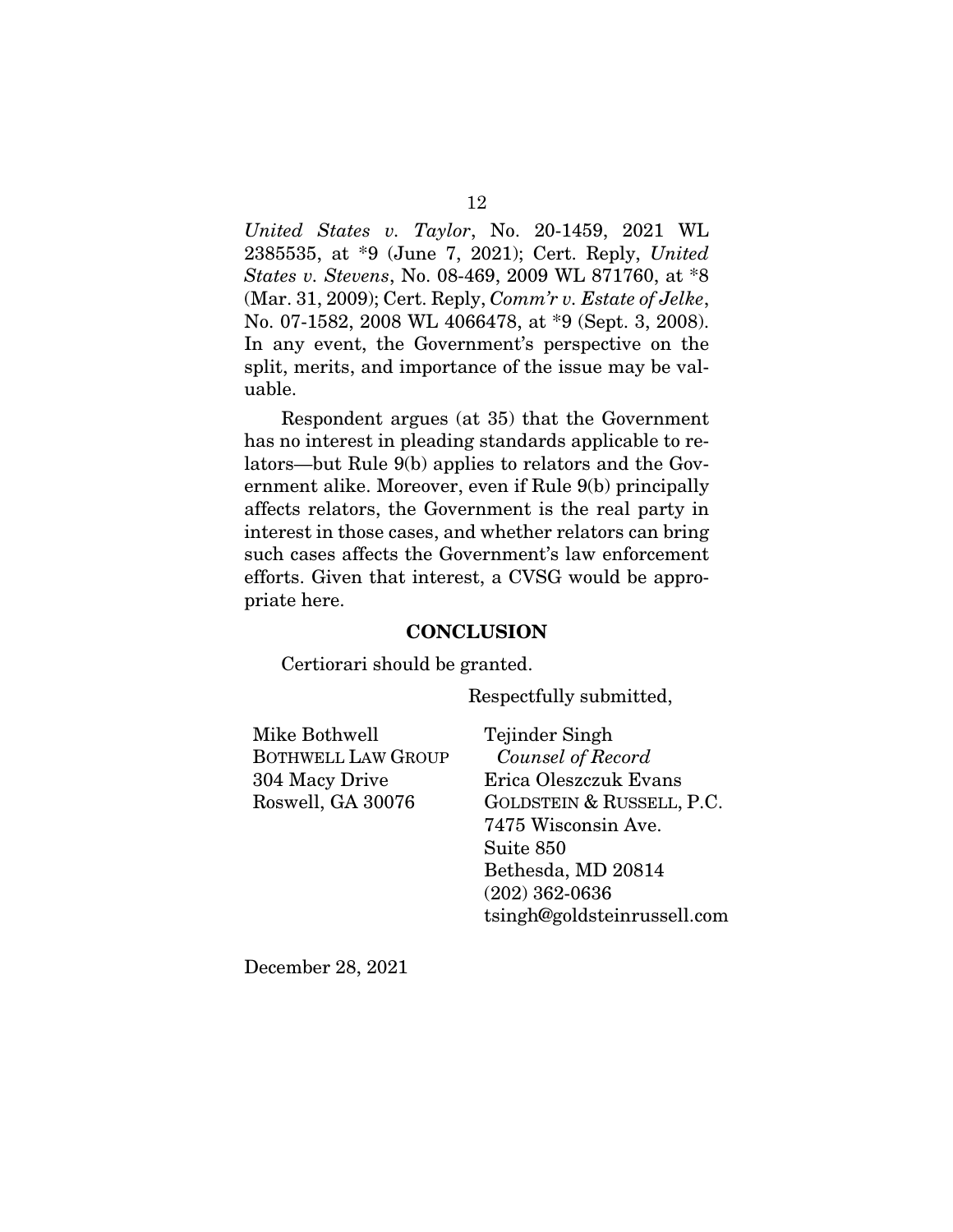*United States v. Taylor*, No. 20-1459, 2021 WL 2385535, at *9 (June 7, 2021); Cert. Reply, *United States v. Stevens*, No. 08-469, 2009 WL 871760, at *8 (Mar. 31, 2009); Cert. Reply, *Comm'r v. Estate of Jelke*, No. 07-1582, 2008 WL 4066478, at *9 (Sept. 3, 2008). In any event, the Government's perspective on the split, merits, and importance of the issue may be valuable.

Respondent argues (at 35) that the Government has no interest in pleading standards applicable to relators—but Rule 9(b) applies to relators and the Government alike. Moreover, even if Rule 9(b) principally affects relators, the Government is the real party in interest in those cases, and whether relators can bring such cases affects the Government's law enforcement efforts. Given that interest, a CVSG would be appropriate here.

## CONCLUSION

Certiorari should be granted.

Respectfully submitted,

Mike Bothwell
BOTHWELL LAW GROUP
304 Macy Drive
Roswell, GA 30076

Tejinder Singh
*Counsel of Record*
Erica Oleszczuk Evans
GOLDSTEIN & RUSSELL, P.C.
7475 Wisconsin Ave.
Suite 850
Bethesda, MD 20814
(202) 362-0636
tsingh@goldsteinrussell.com

December 28, 2021